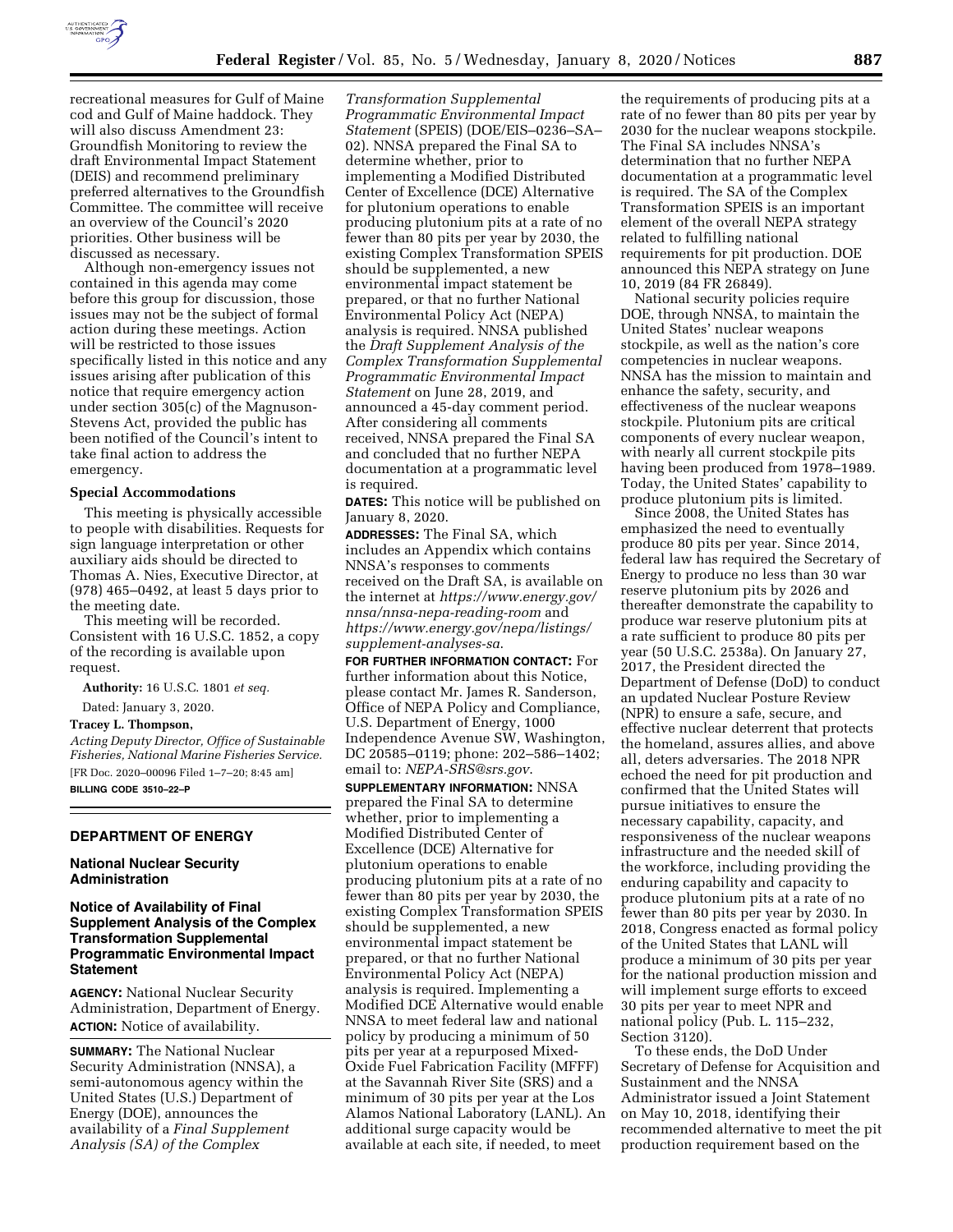recreational measures for Gulf of Maine cod and Gulf of Maine haddock. They will also discuss Amendment 23: Groundfish Monitoring to review the draft Environmental Impact Statement (DEIS) and recommend preliminary preferred alternatives to the Groundfish Committee. The committee will receive an overview of the Council's 2020 priorities. Other business will be discussed as necessary.

Although non-emergency issues not contained in this agenda may come before this group for discussion, those issues may not be the subject of formal action during these meetings. Action will be restricted to those issues specifically listed in this notice and any issues arising after publication of this notice that require emergency action under section 305(c) of the Magnuson-Stevens Act, provided the public has been notified of the Council's intent to take final action to address the emergency.

### Special Accommodations

This meeting is physically accessible to people with disabilities. Requests for sign language interpretation or other auxiliary aids should be directed to Thomas A. Nies, Executive Director, at (978) 465–0492, at least 5 days prior to the meeting date.

This meeting will be recorded. Consistent with 16 U.S.C. 1852, a copy of the recording is available upon request.

**Authority:** 16 U.S.C. 1801 *et seq.*

Dated: January 3, 2020.

**Tracey L. Thompson,**

*Acting Deputy Director, Office of Sustainable Fisheries, National Marine Fisheries Service.*

[FR Doc. 2020–00096 Filed 1–7–20; 8:45 am]

**BILLING CODE 3510–22–P**

## DEPARTMENT OF ENERGY

### National Nuclear Security Administration

### Notice of Availability of Final Supplement Analysis of the Complex Transformation Supplemental Programmatic Environmental Impact Statement

**AGENCY:** National Nuclear Security Administration, Department of Energy.

**ACTION:** Notice of availability.

**SUMMARY:** The National Nuclear Security Administration (NNSA), a semi-autonomous agency within the United States (U.S.) Department of Energy (DOE), announces the availability of a *Final Supplement Analysis (SA) of the Complex Transformation Supplemental Programmatic Environmental Impact Statement* (SPEIS) (DOE/EIS–0236–SA–02). NNSA prepared the Final SA to determine whether, prior to implementing a Modified Distributed Center of Excellence (DCE) Alternative for plutonium operations to enable producing plutonium pits at a rate of no fewer than 80 pits per year by 2030, the existing Complex Transformation SPEIS should be supplemented, a new environmental impact statement be prepared, or that no further National Environmental Policy Act (NEPA) analysis is required. NNSA published the *Draft Supplement Analysis of the Complex Transformation Supplemental Programmatic Environmental Impact Statement* on June 28, 2019, and announced a 45-day comment period. After considering all comments received, NNSA prepared the Final SA and concluded that no further NEPA documentation at a programmatic level is required.

**DATES:** This notice will be published on January 8, 2020.

**ADDRESSES:** The Final SA, which includes an Appendix which contains NNSA's responses to comments received on the Draft SA, is available on the internet at *https://www.energy.gov/nnsa/nnsa-nepa-reading-room* and *https://www.energy.gov/nepa/listings/supplement-analyses-sa.*

**FOR FURTHER INFORMATION CONTACT:** For further information about this Notice, please contact Mr. James R. Sanderson, Office of NEPA Policy and Compliance, U.S. Department of Energy, 1000 Independence Avenue SW, Washington, DC 20585–0119; phone: 202–586–1402; email to: *NEPA-SRS@srs.gov.*

**SUPPLEMENTARY INFORMATION:** NNSA prepared the Final SA to determine whether, prior to implementing a Modified Distributed Center of Excellence (DCE) Alternative for plutonium operations to enable producing plutonium pits at a rate of no fewer than 80 pits per year by 2030, the existing Complex Transformation SPEIS should be supplemented, a new environmental impact statement be prepared, or that no further National Environmental Policy Act (NEPA) analysis is required. Implementing a Modified DCE Alternative would enable NNSA to meet federal law and national policy by producing a minimum of 50 pits per year at a repurposed Mixed-Oxide Fuel Fabrication Facility (MFFF) at the Savannah River Site (SRS) and a minimum of 30 pits per year at the Los Alamos National Laboratory (LANL). An additional surge capacity would be available at each site, if needed, to meet the requirements of producing pits at a rate of no fewer than 80 pits per year by 2030 for the nuclear weapons stockpile. The Final SA includes NNSA's determination that no further NEPA documentation at a programmatic level is required. The SA of the Complex Transformation SPEIS is an important element of the overall NEPA strategy related to fulfilling national requirements for pit production. DOE announced this NEPA strategy on June 10, 2019 (84 FR 26849).

National security policies require DOE, through NNSA, to maintain the United States' nuclear weapons stockpile, as well as the nation's core competencies in nuclear weapons. NNSA has the mission to maintain and enhance the safety, security, and effectiveness of the nuclear weapons stockpile. Plutonium pits are critical components of every nuclear weapon, with nearly all current stockpile pits having been produced from 1978–1989. Today, the United States' capability to produce plutonium pits is limited.

Since 2008, the United States has emphasized the need to eventually produce 80 pits per year. Since 2014, federal law has required the Secretary of Energy to produce no less than 30 war reserve plutonium pits by 2026 and thereafter demonstrate the capability to produce war reserve plutonium pits at a rate sufficient to produce 80 pits per year (50 U.S.C. 2538a). On January 27, 2017, the President directed the Department of Defense (DoD) to conduct an updated Nuclear Posture Review (NPR) to ensure a safe, secure, and effective nuclear deterrent that protects the homeland, assures allies, and above all, deters adversaries. The 2018 NPR echoed the need for pit production and confirmed that the United States will pursue initiatives to ensure the necessary capability, capacity, and responsiveness of the nuclear weapons infrastructure and the needed skill of the workforce, including providing the enduring capability and capacity to produce plutonium pits at a rate of no fewer than 80 pits per year by 2030. In 2018, Congress enacted as formal policy of the United States that LANL will produce a minimum of 30 pits per year for the national production mission and will implement surge efforts to exceed 30 pits per year to meet NPR and national policy (Pub. L. 115–232, Section 3120).

To these ends, the DoD Under Secretary of Defense for Acquisition and Sustainment and the NNSA Administrator issued a Joint Statement on May 10, 2018, identifying their recommended alternative to meet the pit production requirement based on the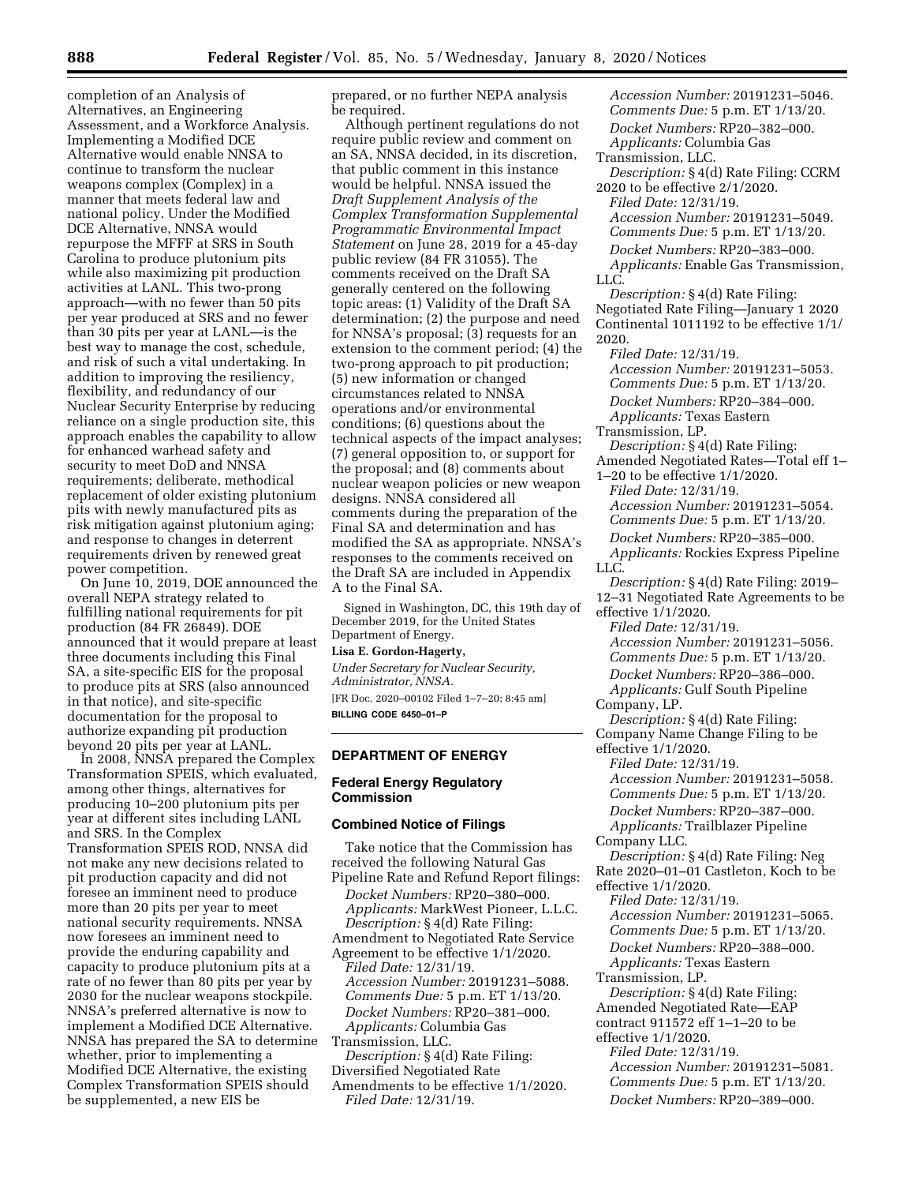completion of an Analysis of Alternatives, an Engineering Assessment, and a Workforce Analysis. Implementing a Modified DCE Alternative would enable NNSA to continue to transform the nuclear weapons complex (Complex) in a manner that meets federal law and national policy. Under the Modified DCE Alternative, NNSA would repurpose the MFFF at SRS in South Carolina to produce plutonium pits while also maximizing pit production activities at LANL. This two-prong approach—with no fewer than 50 pits per year produced at SRS and no fewer than 30 pits per year at LANL—is the best way to manage the cost, schedule, and risk of such a vital undertaking. In addition to improving the resiliency, flexibility, and redundancy of our Nuclear Security Enterprise by reducing reliance on a single production site, this approach enables the capability to allow for enhanced warhead safety and security to meet DoD and NNSA requirements; deliberate, methodical replacement of older existing plutonium pits with newly manufactured pits as risk mitigation against plutonium aging; and response to changes in deterrent requirements driven by renewed great power competition.

On June 10, 2019, DOE announced the overall NEPA strategy related to fulfilling national requirements for pit production (84 FR 26849). DOE announced that it would prepare at least three documents including this Final SA, a site-specific EIS for the proposal to produce pits at SRS (also announced in that notice), and site-specific documentation for the proposal to authorize expanding pit production beyond 20 pits per year at LANL.

In 2008, NNSA prepared the Complex Transformation SPEIS, which evaluated, among other things, alternatives for producing 10–200 plutonium pits per year at different sites including LANL and SRS. In the Complex Transformation SPEIS ROD, NNSA did not make any new decisions related to pit production capacity and did not foresee an imminent need to produce more than 20 pits per year to meet national security requirements. NNSA now foresees an imminent need to provide the enduring capability and capacity to produce plutonium pits at a rate of no fewer than 80 pits per year by 2030 for the nuclear weapons stockpile. NNSA's preferred alternative is now to implement a Modified DCE Alternative. NNSA has prepared the SA to determine whether, prior to implementing a Modified DCE Alternative, the existing Complex Transformation SPEIS should be supplemented, a new EIS be prepared, or no further NEPA analysis be required.

Although pertinent regulations do not require public review and comment on an SA, NNSA decided, in its discretion, that public comment in this instance would be helpful. NNSA issued the *Draft Supplement Analysis of the Complex Transformation Supplemental Programmatic Environmental Impact Statement* on June 28, 2019 for a 45-day public review (84 FR 31055). The comments received on the Draft SA generally centered on the following topic areas: (1) Validity of the Draft SA determination; (2) the purpose and need for NNSA's proposal; (3) requests for an extension to the comment period; (4) the two-prong approach to pit production; (5) new information or changed circumstances related to NNSA operations and/or environmental conditions; (6) questions about the technical aspects of the impact analyses; (7) general opposition to, or support for the proposal; and (8) comments about nuclear weapon policies or new weapon designs. NNSA considered all comments during the preparation of the Final SA and determination and has modified the SA as appropriate. NNSA's responses to the comments received on the Draft SA are included in Appendix A to the Final SA.

Signed in Washington, DC, this 19th day of December 2019, for the United States Department of Energy.

**Lisa E. Gordon-Hagerty,**

*Under Secretary for Nuclear Security, Administrator, NNSA.*

[FR Doc. 2020–00102 Filed 1–7–20; 8:45 am]

**BILLING CODE 6450–01–P**

## DEPARTMENT OF ENERGY

### Federal Energy Regulatory Commission

### Combined Notice of Filings

Take notice that the Commission has received the following Natural Gas Pipeline Rate and Refund Report filings:

*Docket Numbers:* RP20–380–000.
*Applicants:* MarkWest Pioneer, L.L.C.
*Description:* § 4(d) Rate Filing: Amendment to Negotiated Rate Service Agreement to be effective 1/1/2020.
*Filed Date:* 12/31/19.
*Accession Number:* 20191231–5088.
*Comments Due:* 5 p.m. ET 1/13/20.

*Docket Numbers:* RP20–381–000.
*Applicants:* Columbia Gas Transmission, LLC.
*Description:* § 4(d) Rate Filing: Diversified Negotiated Rate Amendments to be effective 1/1/2020.
*Filed Date:* 12/31/19.
*Accession Number:* 20191231–5046.
*Comments Due:* 5 p.m. ET 1/13/20.

*Docket Numbers:* RP20–382–000.
*Applicants:* Columbia Gas Transmission, LLC.
*Description:* § 4(d) Rate Filing: CCRM 2020 to be effective 2/1/2020.
*Filed Date:* 12/31/19.
*Accession Number:* 20191231–5049.
*Comments Due:* 5 p.m. ET 1/13/20.

*Docket Numbers:* RP20–383–000.
*Applicants:* Enable Gas Transmission, LLC.
*Description:* § 4(d) Rate Filing: Negotiated Rate Filing—January 1 2020 Continental 1011192 to be effective 1/1/2020.
*Filed Date:* 12/31/19.
*Accession Number:* 20191231–5053.
*Comments Due:* 5 p.m. ET 1/13/20.

*Docket Numbers:* RP20–384–000.
*Applicants:* Texas Eastern Transmission, LP.
*Description:* § 4(d) Rate Filing: Amended Negotiated Rates—Total eff 1–1–20 to be effective 1/1/2020.
*Filed Date:* 12/31/19.
*Accession Number:* 20191231–5054.
*Comments Due:* 5 p.m. ET 1/13/20.

*Docket Numbers:* RP20–385–000.
*Applicants:* Rockies Express Pipeline LLC.
*Description:* § 4(d) Rate Filing: 2019–12–31 Negotiated Rate Agreements to be effective 1/1/2020.
*Filed Date:* 12/31/19.
*Accession Number:* 20191231–5056.
*Comments Due:* 5 p.m. ET 1/13/20.

*Docket Numbers:* RP20–386–000.
*Applicants:* Gulf South Pipeline Company, LP.
*Description:* § 4(d) Rate Filing: Company Name Change Filing to be effective 1/1/2020.
*Filed Date:* 12/31/19.
*Accession Number:* 20191231–5058.
*Comments Due:* 5 p.m. ET 1/13/20.

*Docket Numbers:* RP20–387–000.
*Applicants:* Trailblazer Pipeline Company LLC.
*Description:* § 4(d) Rate Filing: Neg Rate 2020–01–01 Castleton, Koch to be effective 1/1/2020.
*Filed Date:* 12/31/19.
*Accession Number:* 20191231–5065.
*Comments Due:* 5 p.m. ET 1/13/20.

*Docket Numbers:* RP20–388–000.
*Applicants:* Texas Eastern Transmission, LP.
*Description:* § 4(d) Rate Filing: Amended Negotiated Rate—EAP contract 911572 eff 1–1–20 to be effective 1/1/2020.
*Filed Date:* 12/31/19.
*Accession Number:* 20191231–5081.
*Comments Due:* 5 p.m. ET 1/13/20.

*Docket Numbers:* RP20–389–000.